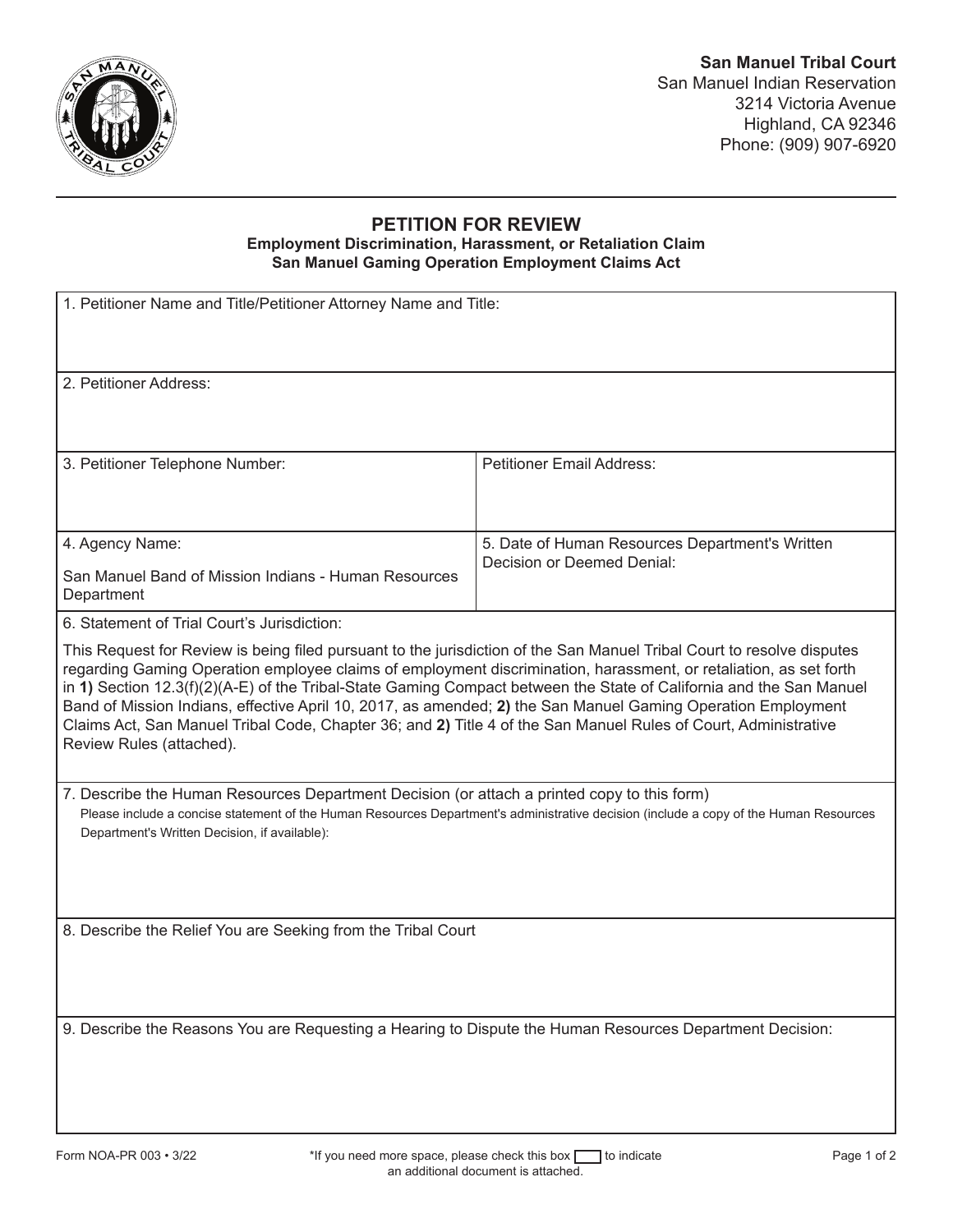**San Manuel Tribal Court**
San Manuel Indian Reservation
3214 Victoria Avenue
Highland, CA 92346
Phone: (909) 907-6920

# PETITION FOR REVIEW

**Employment Discrimination, Harassment, or Retaliation Claim**
**San Manuel Gaming Operation Employment Claims Act**

1. Petitioner Name and Title/Petitioner Attorney Name and Title:

2. Petitioner Address:

| 3. Petitioner Telephone Number: | Petitioner Email Address: |
| --- | --- |
| 4. Agency Name:<br><br>San Manuel Band of Mission Indians - Human Resources Department | 5. Date of Human Resources Department's Written Decision or Deemed Denial: |

6. Statement of Trial Court's Jurisdiction:

This Request for Review is being filed pursuant to the jurisdiction of the San Manuel Tribal Court to resolve disputes regarding Gaming Operation employee claims of employment discrimination, harassment, or retaliation, as set forth in **1)** Section 12.3(f)(2)(A-E) of the Tribal-State Gaming Compact between the State of California and the San Manuel Band of Mission Indians, effective April 10, 2017, as amended; **2)** the San Manuel Gaming Operation Employment Claims Act, San Manuel Tribal Code, Chapter 36; and **2)** Title 4 of the San Manuel Rules of Court, Administrative Review Rules (attached).

7. Describe the Human Resources Department Decision (or attach a printed copy to this form)
Please include a concise statement of the Human Resources Department's administrative decision (include a copy of the Human Resources Department's Written Decision, if available):

8. Describe the Relief You are Seeking from the Tribal Court

9. Describe the Reasons You are Requesting a Hearing to Dispute the Human Resources Department Decision:

Form NOA-PR 003 • 3/22

*If you need more space, please check this box ☐ to indicate an additional document is attached.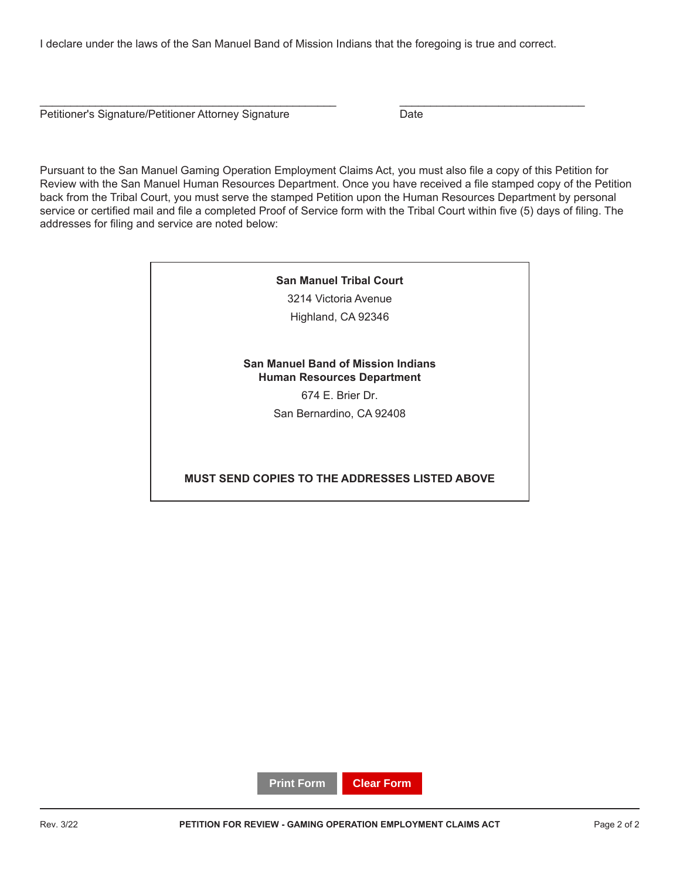I declare under the laws of the San Manuel Band of Mission Indians that the foregoing is true and correct.

\_\_\_\_\_\_\_\_\_\_\_\_\_\_\_\_\_\_\_\_\_\_\_\_\_\_\_\_\_\_\_\_\_\_\_\_\_\_\_\_\_\_\_\_\_\_\_\_ &nbsp;&nbsp;&nbsp;&nbsp; \_\_\_\_\_\_\_\_\_\_\_\_\_\_\_\_\_\_\_\_\_\_\_\_\_\_\_\_\_\_\_

Petitioner's Signature/Petitioner Attorney Signature &nbsp;&nbsp;&nbsp;&nbsp; Date

Pursuant to the San Manuel Gaming Operation Employment Claims Act, you must also file a copy of this Petition for Review with the San Manuel Human Resources Department. Once you have received a file stamped copy of the Petition back from the Tribal Court, you must serve the stamped Petition upon the Human Resources Department by personal service or certified mail and file a completed Proof of Service form with the Tribal Court within five (5) days of filing. The addresses for filing and service are noted below:

**San Manuel Tribal Court**
3214 Victoria Avenue
Highland, CA 92346

**San Manuel Band of Mission Indians**
**Human Resources Department**
674 E. Brier Dr.
San Bernardino, CA 92408

**MUST SEND COPIES TO THE ADDRESSES LISTED ABOVE**

Print Form &nbsp; Clear Form

Rev. 3/22 &nbsp;&nbsp; **PETITION FOR REVIEW - GAMING OPERATION EMPLOYMENT CLAIMS ACT**